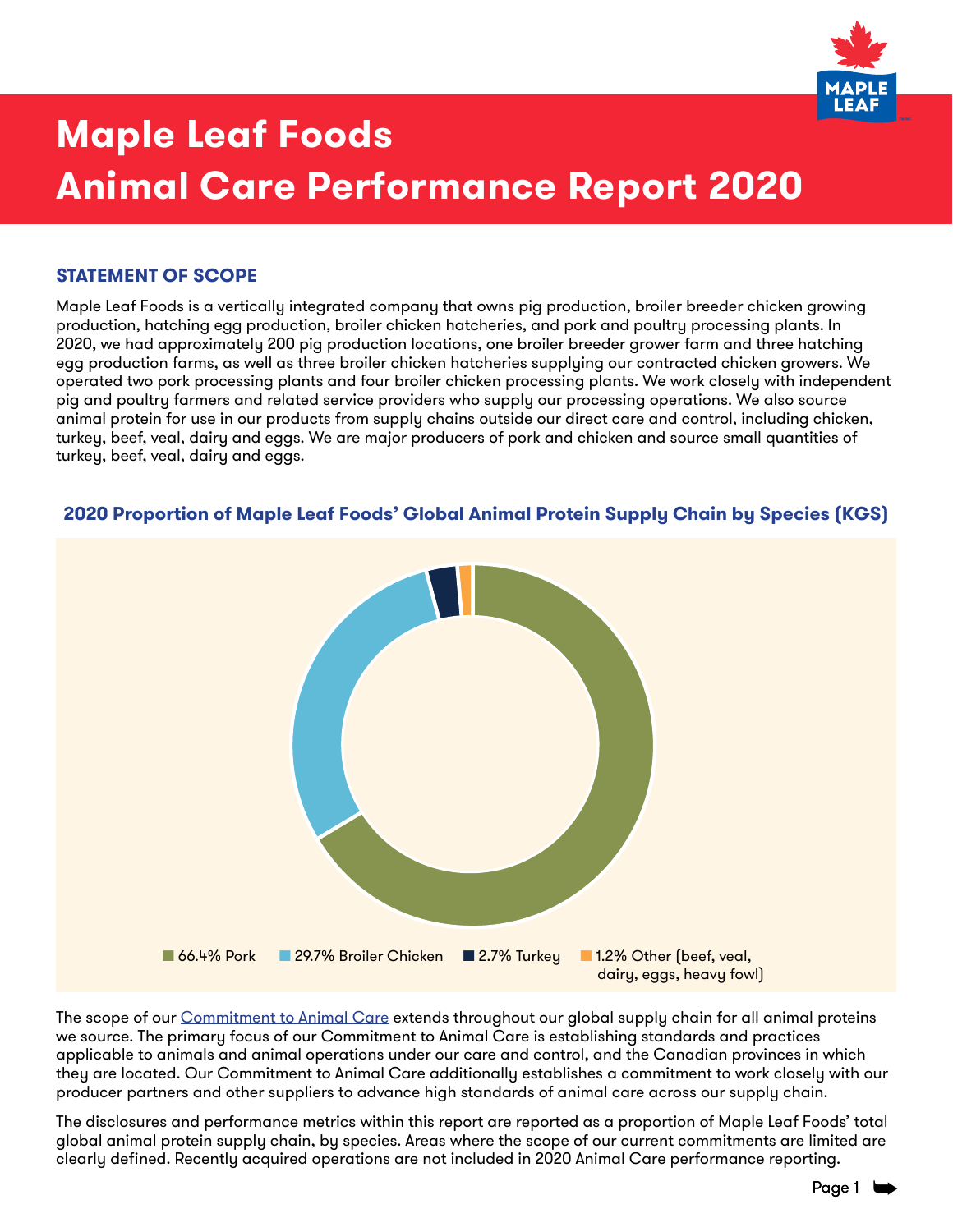# Maple Leaf Foods
# Animal Care Performance Report 2020

## STATEMENT OF SCOPE

Maple Leaf Foods is a vertically integrated company that owns pig production, broiler breeder chicken growing production, hatching egg production, broiler chicken hatcheries, and pork and poultry processing plants. In 2020, we had approximately 200 pig production locations, one broiler breeder grower farm and three hatching egg production farms, as well as three broiler chicken hatcheries supplying our contracted chicken growers. We operated two pork processing plants and four broiler chicken processing plants. We work closely with independent pig and poultry farmers and related service providers who supply our processing operations. We also source animal protein for use in our products from supply chains outside our direct care and control, including chicken, turkey, beef, veal, dairy and eggs. We are major producers of pork and chicken and source small quantities of turkey, beef, veal, dairy and eggs.

### 2020 Proportion of Maple Leaf Foods' Global Animal Protein Supply Chain by Species (KGS)

- 66.4% Pork
- 29.7% Broiler Chicken
- 2.7% Turkey
- 1.2% Other (beef, veal, dairy, eggs, heavy fowl)

The scope of our Commitment to Animal Care extends throughout our global supply chain for all animal proteins we source. The primary focus of our Commitment to Animal Care is establishing standards and practices applicable to animals and animal operations under our care and control, and the Canadian provinces in which they are located. Our Commitment to Animal Care additionally establishes a commitment to work closely with our producer partners and other suppliers to advance high standards of animal care across our supply chain.

The disclosures and performance metrics within this report are reported as a proportion of Maple Leaf Foods' total global animal protein supply chain, by species. Areas where the scope of our current commitments are limited are clearly defined. Recently acquired operations are not included in 2020 Animal Care performance reporting.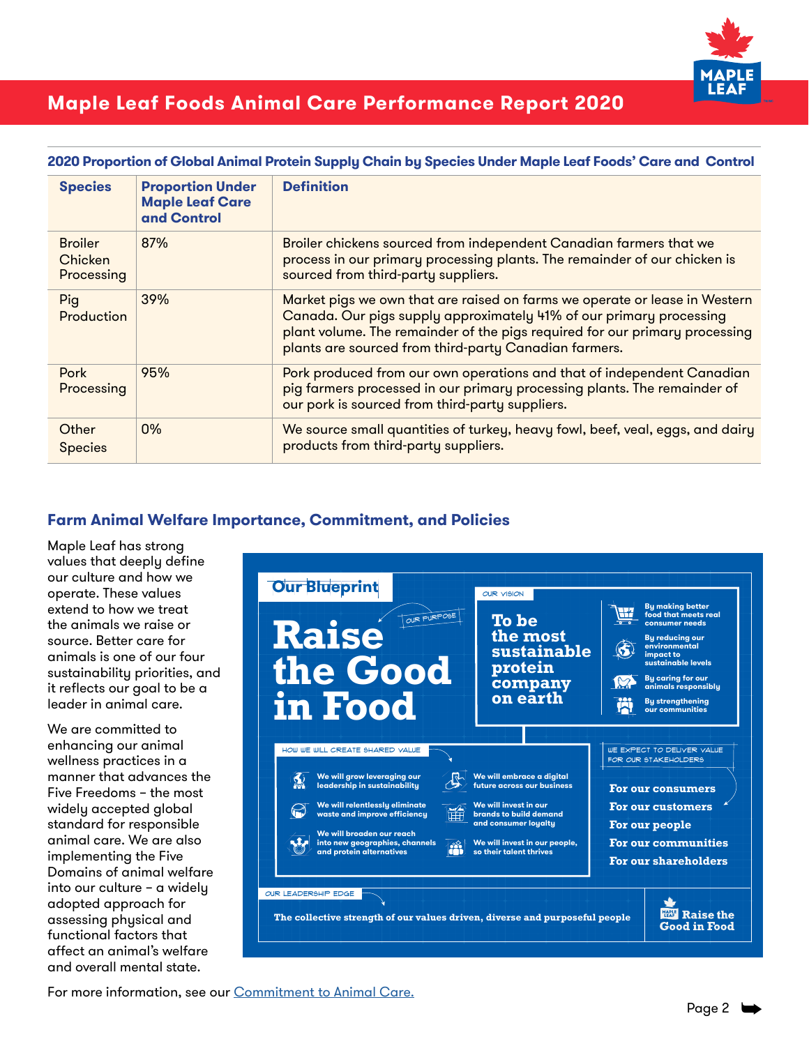# Maple Leaf Foods Animal Care Performance Report 2020

**2020 Proportion of Global Animal Protein Supply Chain by Species Under Maple Leaf Foods' Care and Control**

| Species | Proportion Under Maple Leaf Care and Control | Definition |
|---|---|---|
| Broiler Chicken Processing | 87% | Broiler chickens sourced from independent Canadian farmers that we process in our primary processing plants. The remainder of our chicken is sourced from third-party suppliers. |
| Pig Production | 39% | Market pigs we own that are raised on farms we operate or lease in Western Canada. Our pigs supply approximately 41% of our primary processing plant volume. The remainder of the pigs required for our primary processing plants are sourced from third-party Canadian farmers. |
| Pork Processing | 95% | Pork produced from our own operations and that of independent Canadian pig farmers processed in our primary processing plants. The remainder of our pork is sourced from third-party suppliers. |
| Other Species | 0% | We source small quantities of turkey, heavy fowl, beef, veal, eggs, and dairy products from third-party suppliers. |

## Farm Animal Welfare Importance, Commitment, and Policies

Maple Leaf has strong values that deeply define our culture and how we operate. These values extend to how we treat the animals we raise or source. Better care for animals is one of our four sustainability priorities, and it reflects our goal to be a leader in animal care.

We are committed to enhancing our animal wellness practices in a manner that advances the Five Freedoms – the most widely accepted global standard for responsible animal care. We are also implementing the Five Domains of animal welfare into our culture – a widely adopted approach for assessing physical and functional factors that affect an animal's welfare and overall mental state.

**Our Blueprint**

OUR PURPOSE: **Raise the Good in Food**

OUR VISION: **To be the most sustainable protein company on earth**

- By making better food that meets real consumer needs
- By reducing our environmental impact to sustainable levels
- By caring for our animals responsibly
- By strengthening our communities

HOW WE WILL CREATE SHARED VALUE

- We will grow leveraging our leadership in sustainability
- We will relentlessly eliminate waste and improve efficiency
- We will broaden our reach into new geographies, channels and protein alternatives
- We will embrace a digital future across our business
- We will invest in our brands to build demand and consumer loyalty
- We will invest in our people, so their talent thrives

WE EXPECT TO DELIVER VALUE FOR OUR STAKEHOLDERS

- For our consumers
- For our customers
- For our people
- For our communities
- For our shareholders

OUR LEADERSHIP EDGE: The collective strength of our values driven, diverse and purposeful people

Raise the Good in Food

For more information, see our Commitment to Animal Care.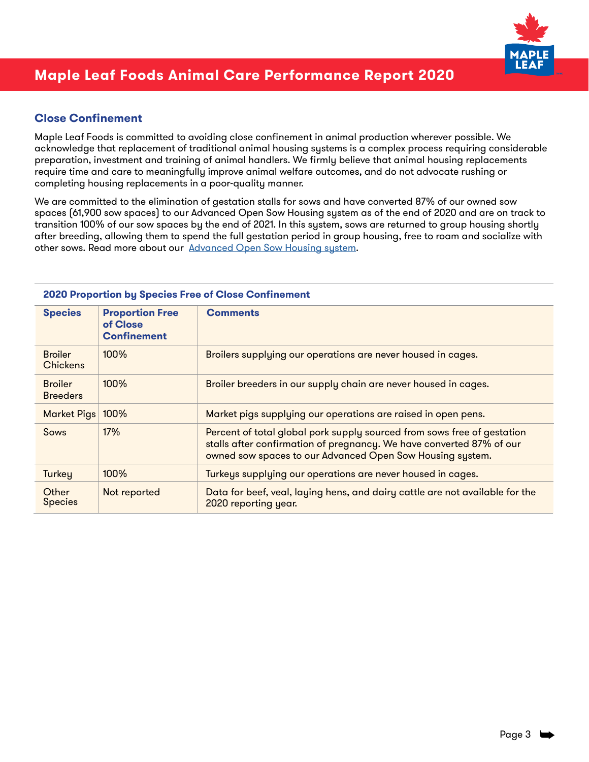## Close Confinement

Maple Leaf Foods is committed to avoiding close confinement in animal production wherever possible. We acknowledge that replacement of traditional animal housing systems is a complex process requiring considerable preparation, investment and training of animal handlers. We firmly believe that animal housing replacements require time and care to meaningfully improve animal welfare outcomes, and do not advocate rushing or completing housing replacements in a poor-quality manner.

We are committed to the elimination of gestation stalls for sows and have converted 87% of our owned sow spaces (61,900 sow spaces) to our Advanced Open Sow Housing system as of the end of 2020 and are on track to transition 100% of our sow spaces by the end of 2021. In this system, sows are returned to group housing shortly after breeding, allowing them to spend the full gestation period in group housing, free to roam and socialize with other sows. Read more about our [Advanced Open Sow Housing system](#).

**2020 Proportion by Species Free of Close Confinement**

| Species | Proportion Free of Close Confinement | Comments |
|---|---|---|
| Broiler Chickens | 100% | Broilers supplying our operations are never housed in cages. |
| Broiler Breeders | 100% | Broiler breeders in our supply chain are never housed in cages. |
| Market Pigs | 100% | Market pigs supplying our operations are raised in open pens. |
| Sows | 17% | Percent of total global pork supply sourced from sows free of gestation stalls after confirmation of pregnancy. We have converted 87% of our owned sow spaces to our Advanced Open Sow Housing system. |
| Turkey | 100% | Turkeys supplying our operations are never housed in cages. |
| Other Species | Not reported | Data for beef, veal, laying hens, and dairy cattle are not available for the 2020 reporting year. |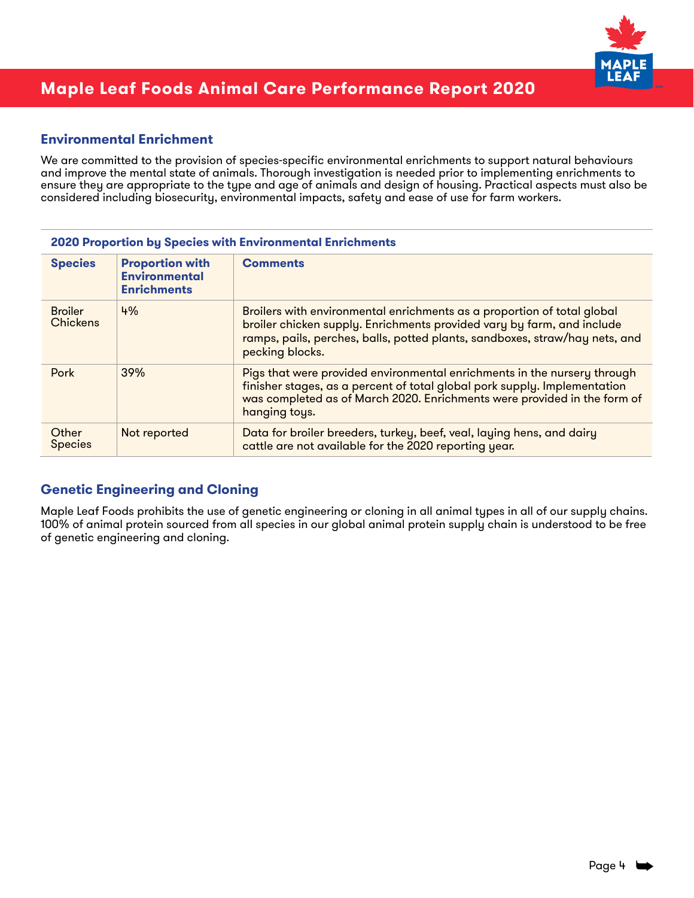## Environmental Enrichment

We are committed to the provision of species-specific environmental enrichments to support natural behaviours and improve the mental state of animals. Thorough investigation is needed prior to implementing enrichments to ensure they are appropriate to the type and age of animals and design of housing. Practical aspects must also be considered including biosecurity, environmental impacts, safety and ease of use for farm workers.

**2020 Proportion by Species with Environmental Enrichments**

| Species | Proportion with Environmental Enrichments | Comments |
|---|---|---|
| Broiler Chickens | 4% | Broilers with environmental enrichments as a proportion of total global broiler chicken supply. Enrichments provided vary by farm, and include ramps, pails, perches, balls, potted plants, sandboxes, straw/hay nets, and pecking blocks. |
| Pork | 39% | Pigs that were provided environmental enrichments in the nursery through finisher stages, as a percent of total global pork supply. Implementation was completed as of March 2020. Enrichments were provided in the form of hanging toys. |
| Other Species | Not reported | Data for broiler breeders, turkey, beef, veal, laying hens, and dairy cattle are not available for the 2020 reporting year. |

## Genetic Engineering and Cloning

Maple Leaf Foods prohibits the use of genetic engineering or cloning in all animal types in all of our supply chains. 100% of animal protein sourced from all species in our global animal protein supply chain is understood to be free of genetic engineering and cloning.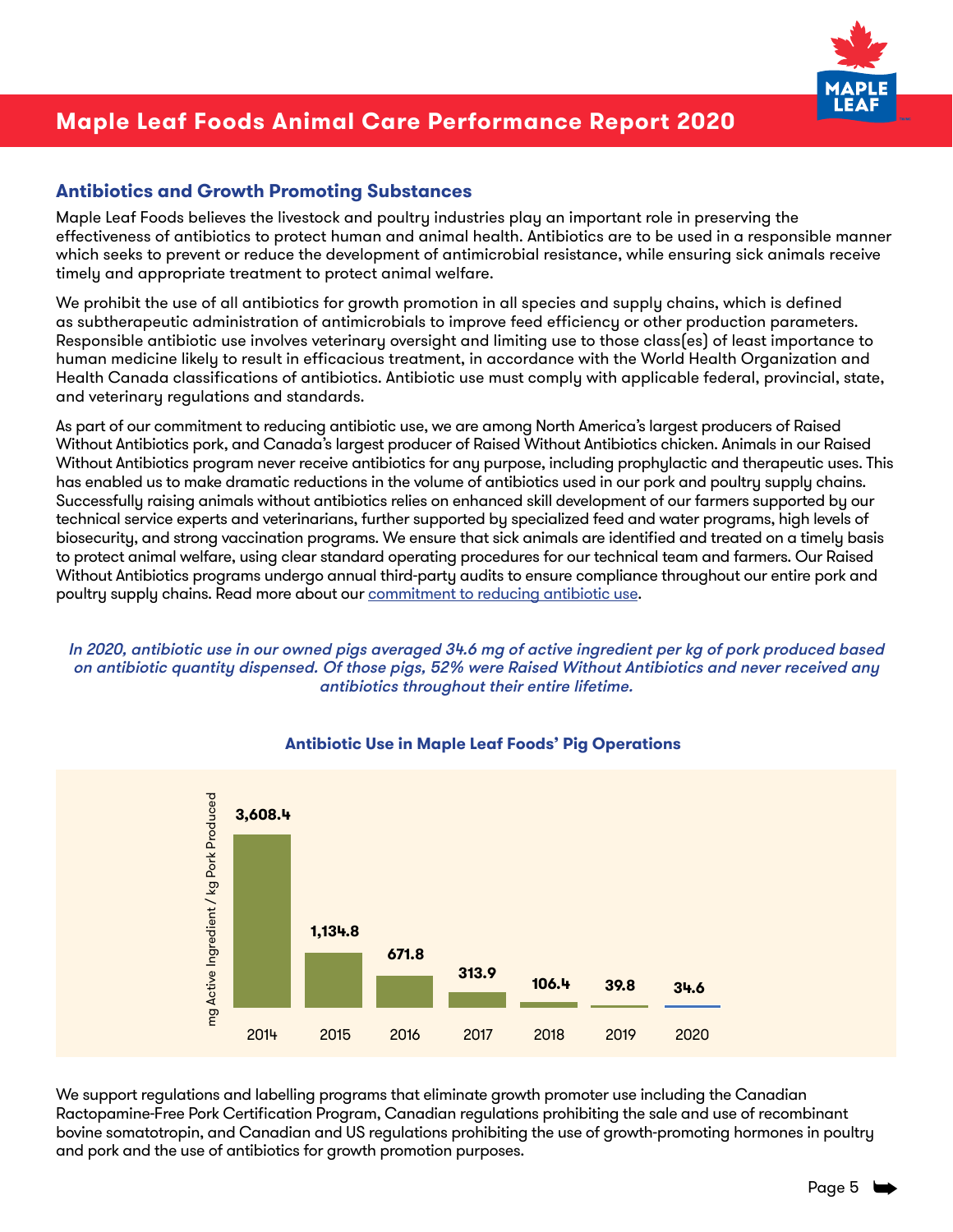## Antibiotics and Growth Promoting Substances

Maple Leaf Foods believes the livestock and poultry industries play an important role in preserving the effectiveness of antibiotics to protect human and animal health. Antibiotics are to be used in a responsible manner which seeks to prevent or reduce the development of antimicrobial resistance, while ensuring sick animals receive timely and appropriate treatment to protect animal welfare.

We prohibit the use of all antibiotics for growth promotion in all species and supply chains, which is defined as subtherapeutic administration of antimicrobials to improve feed efficiency or other production parameters. Responsible antibiotic use involves veterinary oversight and limiting use to those class(es) of least importance to human medicine likely to result in efficacious treatment, in accordance with the World Health Organization and Health Canada classifications of antibiotics. Antibiotic use must comply with applicable federal, provincial, state, and veterinary regulations and standards.

As part of our commitment to reducing antibiotic use, we are among North America's largest producers of Raised Without Antibiotics pork, and Canada's largest producer of Raised Without Antibiotics chicken. Animals in our Raised Without Antibiotics program never receive antibiotics for any purpose, including prophylactic and therapeutic uses. This has enabled us to make dramatic reductions in the volume of antibiotics used in our pork and poultry supply chains. Successfully raising animals without antibiotics relies on enhanced skill development of our farmers supported by our technical service experts and veterinarians, further supported by specialized feed and water programs, high levels of biosecurity, and strong vaccination programs. We ensure that sick animals are identified and treated on a timely basis to protect animal welfare, using clear standard operating procedures for our technical team and farmers. Our Raised Without Antibiotics programs undergo annual third-party audits to ensure compliance throughout our entire pork and poultry supply chains. Read more about our commitment to reducing antibiotic use.

*In 2020, antibiotic use in our owned pigs averaged 34.6 mg of active ingredient per kg of pork produced based on antibiotic quantity dispensed. Of those pigs, 52% were Raised Without Antibiotics and never received any antibiotics throughout their entire lifetime.*

**Antibiotic Use in Maple Leaf Foods' Pig Operations**

| Year | mg Active Ingredient / kg Pork Produced |
|---|---|
| 2014 | 3,608.4 |
| 2015 | 1,134.8 |
| 2016 | 671.8 |
| 2017 | 313.9 |
| 2018 | 106.4 |
| 2019 | 39.8 |
| 2020 | 34.6 |

We support regulations and labelling programs that eliminate growth promoter use including the Canadian Ractopamine-Free Pork Certification Program, Canadian regulations prohibiting the sale and use of recombinant bovine somatotropin, and Canadian and US regulations prohibiting the use of growth-promoting hormones in poultry and pork and the use of antibiotics for growth promotion purposes.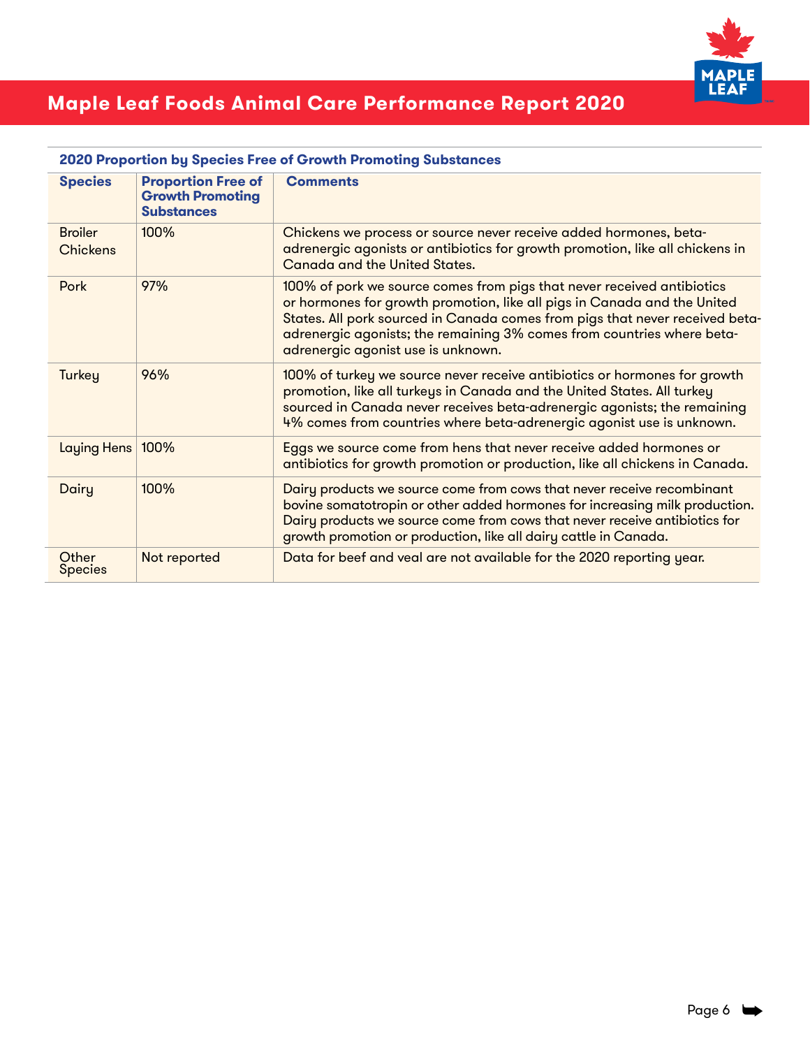# Maple Leaf Foods Animal Care Performance Report 2020

**2020 Proportion by Species Free of Growth Promoting Substances**

| Species | Proportion Free of Growth Promoting Substances | Comments |
|---|---|---|
| Broiler Chickens | 100% | Chickens we process or source never receive added hormones, beta-adrenergic agonists or antibiotics for growth promotion, like all chickens in Canada and the United States. |
| Pork | 97% | 100% of pork we source comes from pigs that never received antibiotics or hormones for growth promotion, like all pigs in Canada and the United States. All pork sourced in Canada comes from pigs that never received beta-adrenergic agonists; the remaining 3% comes from countries where beta-adrenergic agonist use is unknown. |
| Turkey | 96% | 100% of turkey we source never receive antibiotics or hormones for growth promotion, like all turkeys in Canada and the United States. All turkey sourced in Canada never receives beta-adrenergic agonists; the remaining 4% comes from countries where beta-adrenergic agonist use is unknown. |
| Laying Hens | 100% | Eggs we source come from hens that never receive added hormones or antibiotics for growth promotion or production, like all chickens in Canada. |
| Dairy | 100% | Dairy products we source come from cows that never receive recombinant bovine somatotropin or other added hormones for increasing milk production. Dairy products we source come from cows that never receive antibiotics for growth promotion or production, like all dairy cattle in Canada. |
| Other Species | Not reported | Data for beef and veal are not available for the 2020 reporting year. |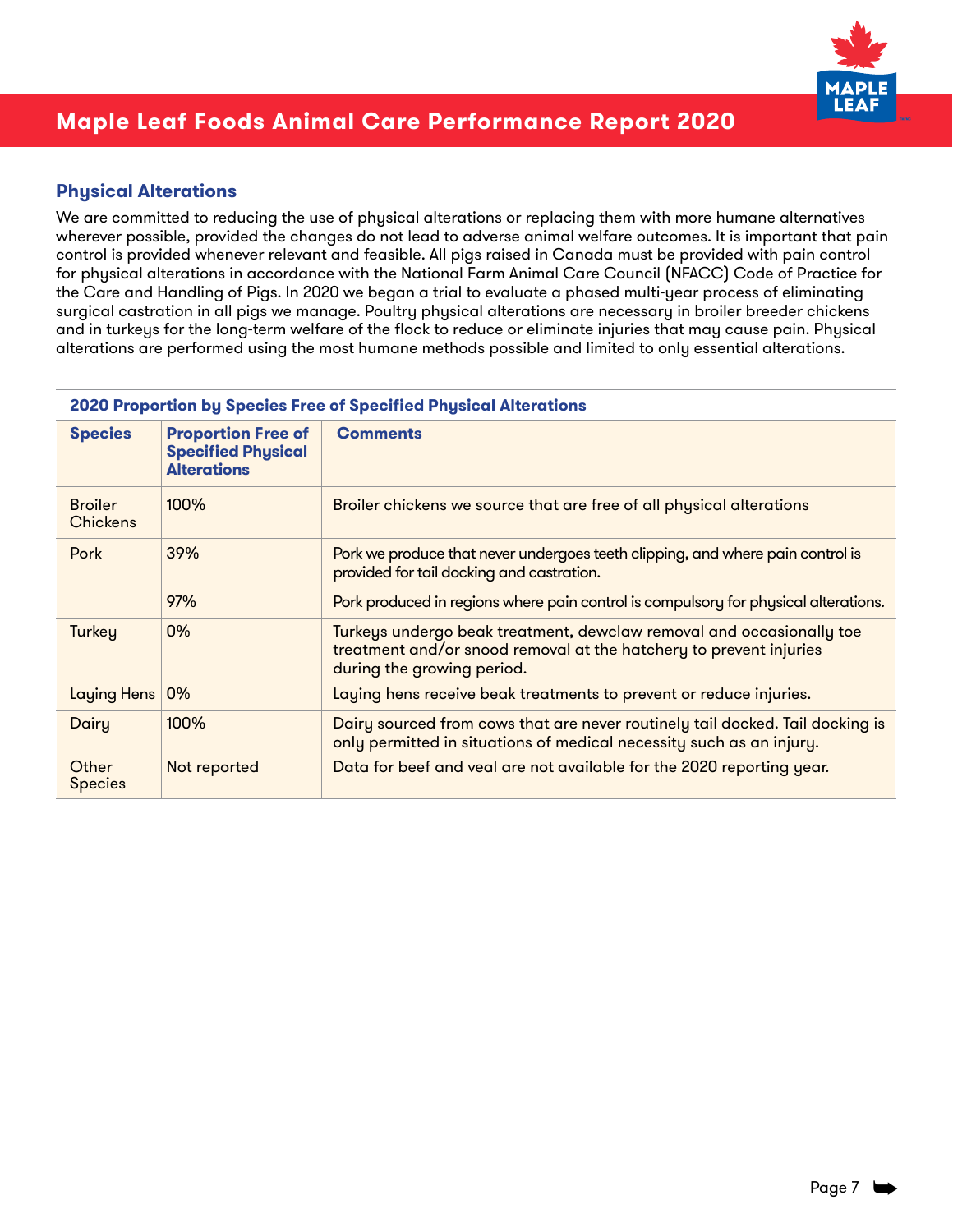## Physical Alterations

We are committed to reducing the use of physical alterations or replacing them with more humane alternatives wherever possible, provided the changes do not lead to adverse animal welfare outcomes. It is important that pain control is provided whenever relevant and feasible. All pigs raised in Canada must be provided with pain control for physical alterations in accordance with the National Farm Animal Care Council (NFACC) Code of Practice for the Care and Handling of Pigs. In 2020 we began a trial to evaluate a phased multi-year process of eliminating surgical castration in all pigs we manage. Poultry physical alterations are necessary in broiler breeder chickens and in turkeys for the long-term welfare of the flock to reduce or eliminate injuries that may cause pain. Physical alterations are performed using the most humane methods possible and limited to only essential alterations.

**2020 Proportion by Species Free of Specified Physical Alterations**

| Species | Proportion Free of Specified Physical Alterations | Comments |
|---|---|---|
| Broiler Chickens | 100% | Broiler chickens we source that are free of all physical alterations |
| Pork | 39% | Pork we produce that never undergoes teeth clipping, and where pain control is provided for tail docking and castration. |
| | 97% | Pork produced in regions where pain control is compulsory for physical alterations. |
| Turkey | 0% | Turkeys undergo beak treatment, dewclaw removal and occasionally toe treatment and/or snood removal at the hatchery to prevent injuries during the growing period. |
| Laying Hens | 0% | Laying hens receive beak treatments to prevent or reduce injuries. |
| Dairy | 100% | Dairy sourced from cows that are never routinely tail docked. Tail docking is only permitted in situations of medical necessity such as an injury. |
| Other Species | Not reported | Data for beef and veal are not available for the 2020 reporting year. |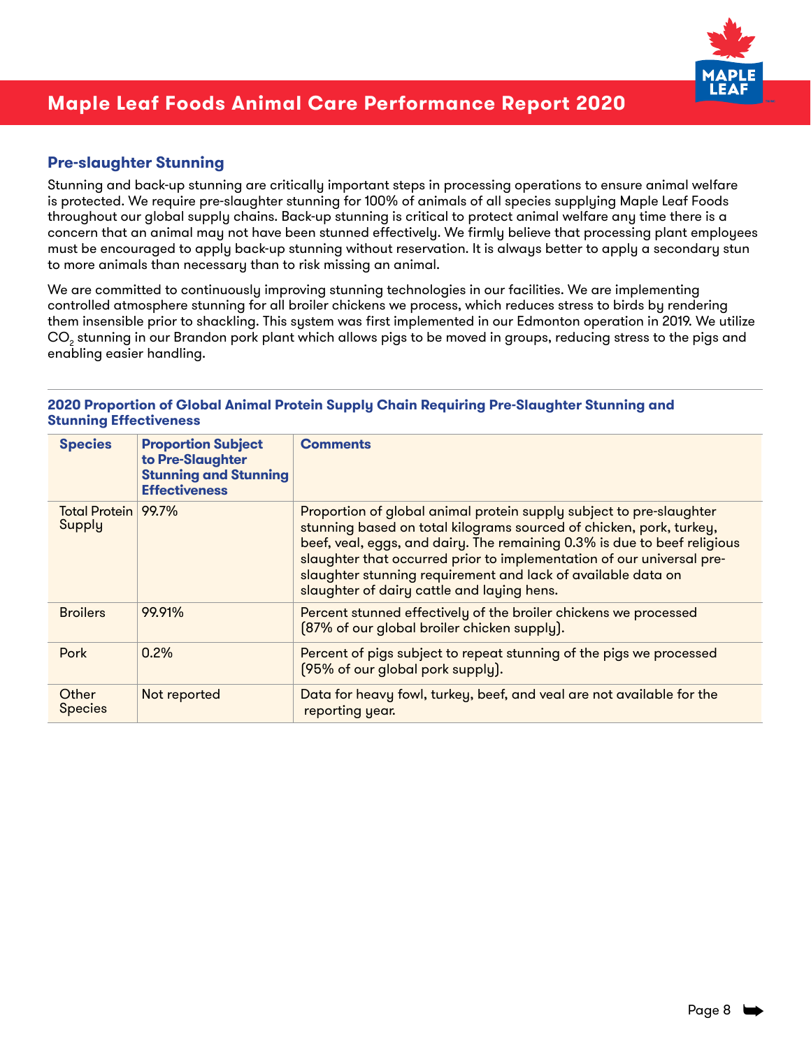## Pre-slaughter Stunning

Stunning and back-up stunning are critically important steps in processing operations to ensure animal welfare is protected. We require pre-slaughter stunning for 100% of animals of all species supplying Maple Leaf Foods throughout our global supply chains. Back-up stunning is critical to protect animal welfare any time there is a concern that an animal may not have been stunned effectively. We firmly believe that processing plant employees must be encouraged to apply back-up stunning without reservation. It is always better to apply a secondary stun to more animals than necessary than to risk missing an animal.

We are committed to continuously improving stunning technologies in our facilities. We are implementing controlled atmosphere stunning for all broiler chickens we process, which reduces stress to birds by rendering them insensible prior to shackling. This system was first implemented in our Edmonton operation in 2019. We utilize $CO_2$ stunning in our Brandon pork plant which allows pigs to be moved in groups, reducing stress to the pigs and enabling easier handling.

**2020 Proportion of Global Animal Protein Supply Chain Requiring Pre-Slaughter Stunning and Stunning Effectiveness**

| Species | Proportion Subject to Pre-Slaughter Stunning and Stunning Effectiveness | Comments |
|---|---|---|
| Total Protein Supply | 99.7% | Proportion of global animal protein supply subject to pre-slaughter stunning based on total kilograms sourced of chicken, pork, turkey, beef, veal, eggs, and dairy. The remaining 0.3% is due to beef religious slaughter that occurred prior to implementation of our universal pre-slaughter stunning requirement and lack of available data on slaughter of dairy cattle and laying hens. |
| Broilers | 99.91% | Percent stunned effectively of the broiler chickens we processed (87% of our global broiler chicken supply). |
| Pork | 0.2% | Percent of pigs subject to repeat stunning of the pigs we processed (95% of our global pork supply). |
| Other Species | Not reported | Data for heavy fowl, turkey, beef, and veal are not available for the reporting year. |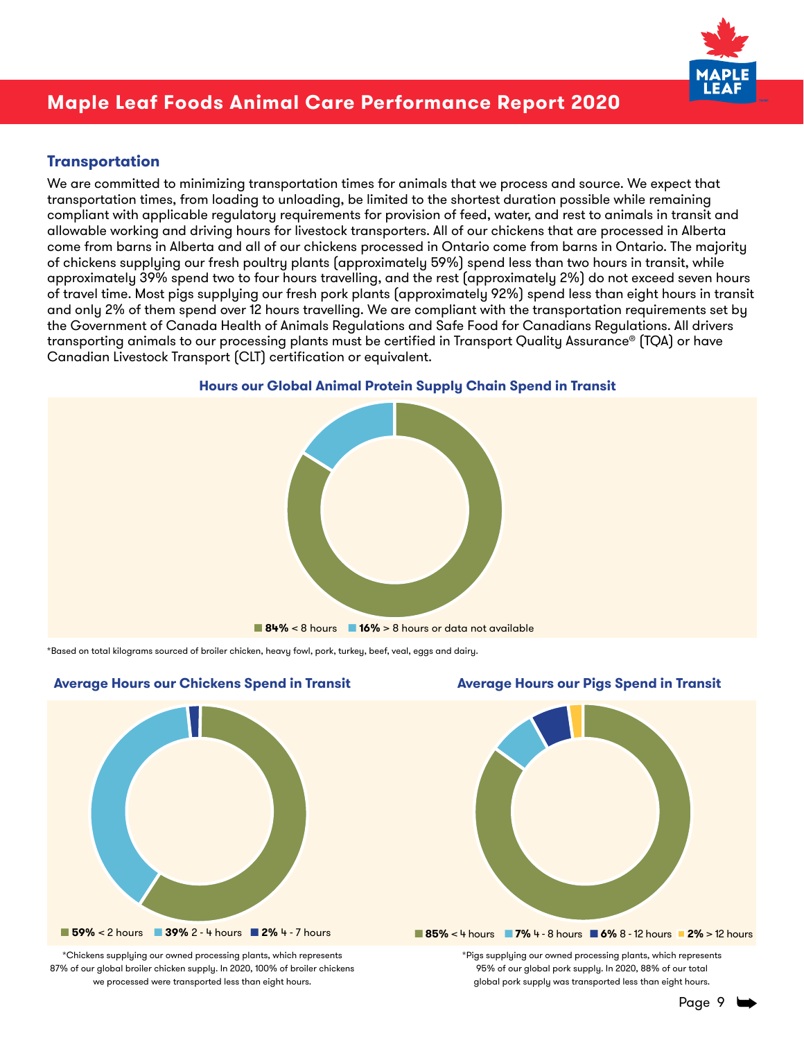## Transportation

We are committed to minimizing transportation times for animals that we process and source. We expect that transportation times, from loading to unloading, be limited to the shortest duration possible while remaining compliant with applicable regulatory requirements for provision of feed, water, and rest to animals in transit and allowable working and driving hours for livestock transporters. All of our chickens that are processed in Alberta come from barns in Alberta and all of our chickens processed in Ontario come from barns in Ontario. The majority of chickens supplying our fresh poultry plants (approximately 59%) spend less than two hours in transit, while approximately 39% spend two to four hours travelling, and the rest (approximately 2%) do not exceed seven hours of travel time. Most pigs supplying our fresh pork plants (approximately 92%) spend less than eight hours in transit and only 2% of them spend over 12 hours travelling. We are compliant with the transportation requirements set by the Government of Canada Health of Animals Regulations and Safe Food for Canadians Regulations. All drivers transporting animals to our processing plants must be certified in Transport Quality Assurance® (TQA) or have Canadian Livestock Transport (CLT) certification or equivalent.

### Hours our Global Animal Protein Supply Chain Spend in Transit

**84%** < 8 hours **16%** > 8 hours or data not available

*Based on total kilograms sourced of broiler chicken, heavy fowl, pork, turkey, beef, veal, eggs and dairy.

### Average Hours our Chickens Spend in Transit

**59%** < 2 hours **39%** 2 - 4 hours **2%** 4 - 7 hours

*Chickens supplying our owned processing plants, which represents 87% of our global broiler chicken supply. In 2020, 100% of broiler chickens we processed were transported less than eight hours.

### Average Hours our Pigs Spend in Transit

**85%** < 4 hours **7%** 4 - 8 hours **6%** 8 - 12 hours **2%** > 12 hours

*Pigs supplying our owned processing plants, which represents 95% of our global pork supply. In 2020, 88% of our total global pork supply was transported less than eight hours.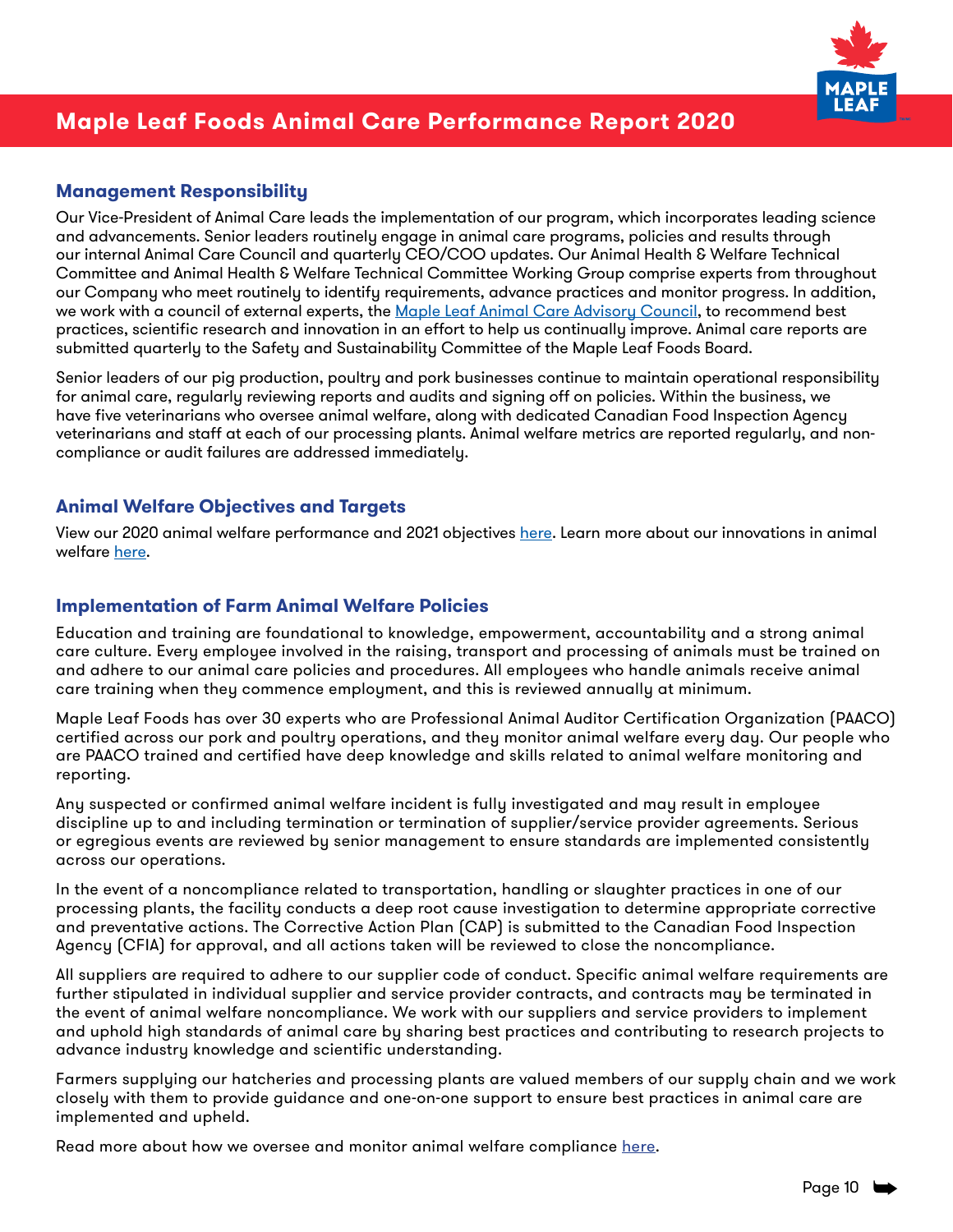# Maple Leaf Foods Animal Care Performance Report 2020

## Management Responsibility

Our Vice-President of Animal Care leads the implementation of our program, which incorporates leading science and advancements. Senior leaders routinely engage in animal care programs, policies and results through our internal Animal Care Council and quarterly CEO/COO updates. Our Animal Health & Welfare Technical Committee and Animal Health & Welfare Technical Committee Working Group comprise experts from throughout our Company who meet routinely to identify requirements, advance practices and monitor progress. In addition, we work with a council of external experts, the Maple Leaf Animal Care Advisory Council, to recommend best practices, scientific research and innovation in an effort to help us continually improve. Animal care reports are submitted quarterly to the Safety and Sustainability Committee of the Maple Leaf Foods Board.

Senior leaders of our pig production, poultry and pork businesses continue to maintain operational responsibility for animal care, regularly reviewing reports and audits and signing off on policies. Within the business, we have five veterinarians who oversee animal welfare, along with dedicated Canadian Food Inspection Agency veterinarians and staff at each of our processing plants. Animal welfare metrics are reported regularly, and non-compliance or audit failures are addressed immediately.

## Animal Welfare Objectives and Targets

View our 2020 animal welfare performance and 2021 objectives here. Learn more about our innovations in animal welfare here.

## Implementation of Farm Animal Welfare Policies

Education and training are foundational to knowledge, empowerment, accountability and a strong animal care culture. Every employee involved in the raising, transport and processing of animals must be trained on and adhere to our animal care policies and procedures. All employees who handle animals receive animal care training when they commence employment, and this is reviewed annually at minimum.

Maple Leaf Foods has over 30 experts who are Professional Animal Auditor Certification Organization (PAACO) certified across our pork and poultry operations, and they monitor animal welfare every day. Our people who are PAACO trained and certified have deep knowledge and skills related to animal welfare monitoring and reporting.

Any suspected or confirmed animal welfare incident is fully investigated and may result in employee discipline up to and including termination or termination of supplier/service provider agreements. Serious or egregious events are reviewed by senior management to ensure standards are implemented consistently across our operations.

In the event of a noncompliance related to transportation, handling or slaughter practices in one of our processing plants, the facility conducts a deep root cause investigation to determine appropriate corrective and preventative actions. The Corrective Action Plan (CAP) is submitted to the Canadian Food Inspection Agency (CFIA) for approval, and all actions taken will be reviewed to close the noncompliance.

All suppliers are required to adhere to our supplier code of conduct. Specific animal welfare requirements are further stipulated in individual supplier and service provider contracts, and contracts may be terminated in the event of animal welfare noncompliance. We work with our suppliers and service providers to implement and uphold high standards of animal care by sharing best practices and contributing to research projects to advance industry knowledge and scientific understanding.

Farmers supplying our hatcheries and processing plants are valued members of our supply chain and we work closely with them to provide guidance and one-on-one support to ensure best practices in animal care are implemented and upheld.

Read more about how we oversee and monitor animal welfare compliance here.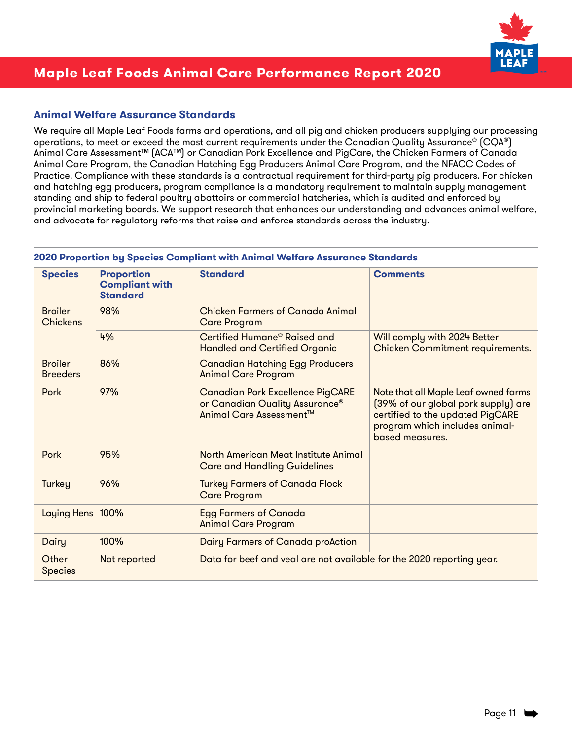## Animal Welfare Assurance Standards

We require all Maple Leaf Foods farms and operations, and all pig and chicken producers supplying our processing operations, to meet or exceed the most current requirements under the Canadian Quality Assurance® (CQA®) Animal Care Assessment™ (ACA™) or Canadian Pork Excellence and PigCare, the Chicken Farmers of Canada Animal Care Program, the Canadian Hatching Egg Producers Animal Care Program, and the NFACC Codes of Practice. Compliance with these standards is a contractual requirement for third-party pig producers. For chicken and hatching egg producers, program compliance is a mandatory requirement to maintain supply management standing and ship to federal poultry abattoirs or commercial hatcheries, which is audited and enforced by provincial marketing boards. We support research that enhances our understanding and advances animal welfare, and advocate for regulatory reforms that raise and enforce standards across the industry.

### 2020 Proportion by Species Compliant with Animal Welfare Assurance Standards

| Species | Proportion Compliant with Standard | Standard | Comments |
|---|---|---|---|
| Broiler Chickens | 98% | Chicken Farmers of Canada Animal Care Program | |
| | 4% | Certified Humane® Raised and Handled and Certified Organic | Will comply with 2024 Better Chicken Commitment requirements. |
| Broiler Breeders | 86% | Canadian Hatching Egg Producers Animal Care Program | |
| Pork | 97% | Canadian Pork Excellence PigCARE or Canadian Quality Assurance® Animal Care Assessment™ | Note that all Maple Leaf owned farms (39% of our global pork supply) are certified to the updated PigCARE program which includes animal-based measures. |
| Pork | 95% | North American Meat Institute Animal Care and Handling Guidelines | |
| Turkey | 96% | Turkey Farmers of Canada Flock Care Program | |
| Laying Hens | 100% | Egg Farmers of Canada Animal Care Program | |
| Dairy | 100% | Dairy Farmers of Canada proAction | |
| Other Species | Not reported | Data for beef and veal are not available for the 2020 reporting year. | |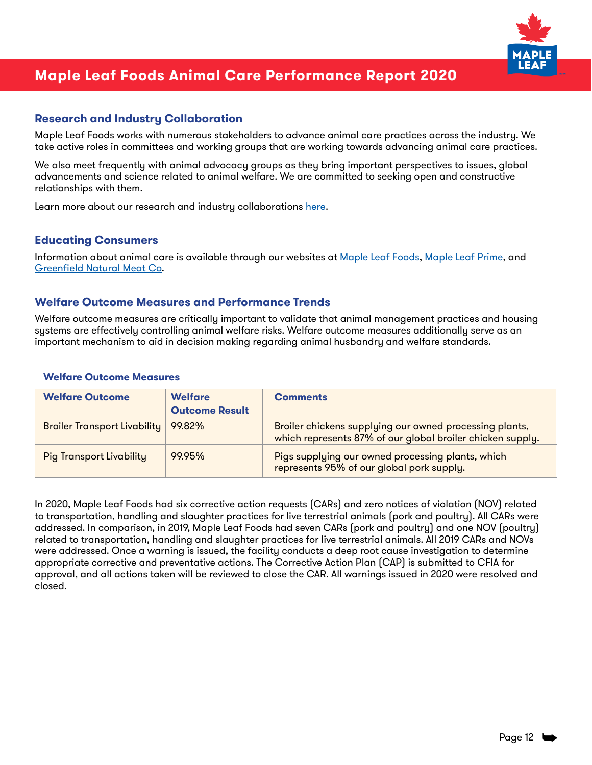## Research and Industry Collaboration

Maple Leaf Foods works with numerous stakeholders to advance animal care practices across the industry. We take active roles in committees and working groups that are working towards advancing animal care practices.

We also meet frequently with animal advocacy groups as they bring important perspectives to issues, global advancements and science related to animal welfare. We are committed to seeking open and constructive relationships with them.

Learn more about our research and industry collaborations here.

## Educating Consumers

Information about animal care is available through our websites at Maple Leaf Foods, Maple Leaf Prime, and Greenfield Natural Meat Co.

## Welfare Outcome Measures and Performance Trends

Welfare outcome measures are critically important to validate that animal management practices and housing systems are effectively controlling animal welfare risks. Welfare outcome measures additionally serve as an important mechanism to aid in decision making regarding animal husbandry and welfare standards.

**Welfare Outcome Measures**

| Welfare Outcome | Welfare Outcome Result | Comments |
|---|---|---|
| Broiler Transport Livability | 99.82% | Broiler chickens supplying our owned processing plants, which represents 87% of our global broiler chicken supply. |
| Pig Transport Livability | 99.95% | Pigs supplying our owned processing plants, which represents 95% of our global pork supply. |

In 2020, Maple Leaf Foods had six corrective action requests (CARs) and zero notices of violation (NOV) related to transportation, handling and slaughter practices for live terrestrial animals (pork and poultry). All CARs were addressed. In comparison, in 2019, Maple Leaf Foods had seven CARs (pork and poultry) and one NOV (poultry) related to transportation, handling and slaughter practices for live terrestrial animals. All 2019 CARs and NOVs were addressed. Once a warning is issued, the facility conducts a deep root cause investigation to determine appropriate corrective and preventative actions. The Corrective Action Plan (CAP) is submitted to CFIA for approval, and all actions taken will be reviewed to close the CAR. All warnings issued in 2020 were resolved and closed.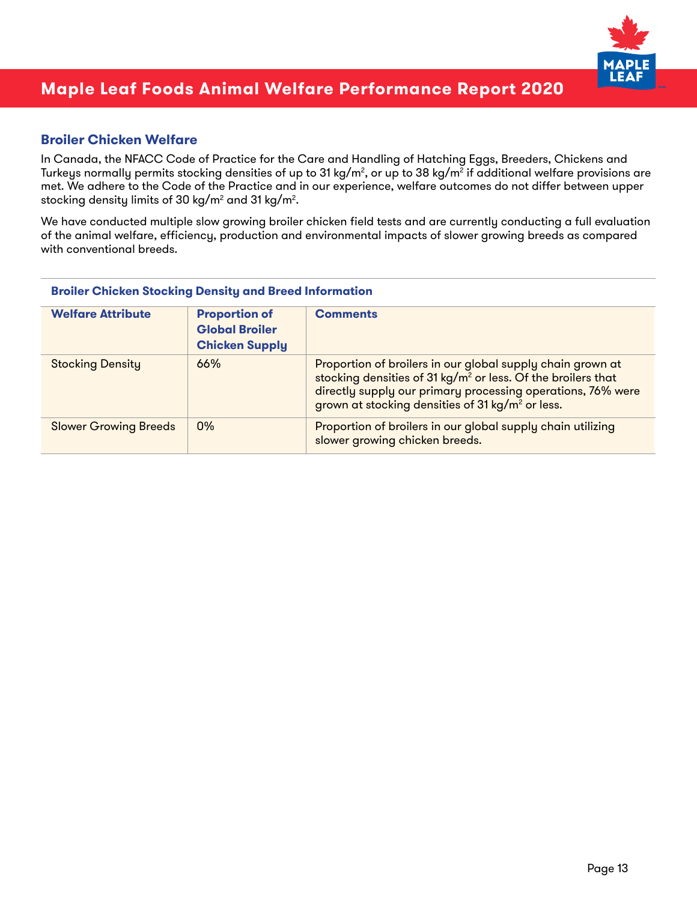## Broiler Chicken Welfare

In Canada, the NFACC Code of Practice for the Care and Handling of Hatching Eggs, Breeders, Chickens and Turkeys normally permits stocking densities of up to 31 kg/m$^2$, or up to 38 kg/m$^2$ if additional welfare provisions are met. We adhere to the Code of the Practice and in our experience, welfare outcomes do not differ between upper stocking density limits of 30 kg/m$^2$ and 31 kg/m$^2$.

We have conducted multiple slow growing broiler chicken field tests and are currently conducting a full evaluation of the animal welfare, efficiency, production and environmental impacts of slower growing breeds as compared with conventional breeds.

**Broiler Chicken Stocking Density and Breed Information**

| Welfare Attribute | Proportion of Global Broiler Chicken Supply | Comments |
|---|---|---|
| Stocking Density | 66% | Proportion of broilers in our global supply chain grown at stocking densities of 31 kg/m$^2$ or less. Of the broilers that directly supply our primary processing operations, 76% were grown at stocking densities of 31 kg/m$^2$ or less. |
| Slower Growing Breeds | 0% | Proportion of broilers in our global supply chain utilizing slower growing chicken breeds. |